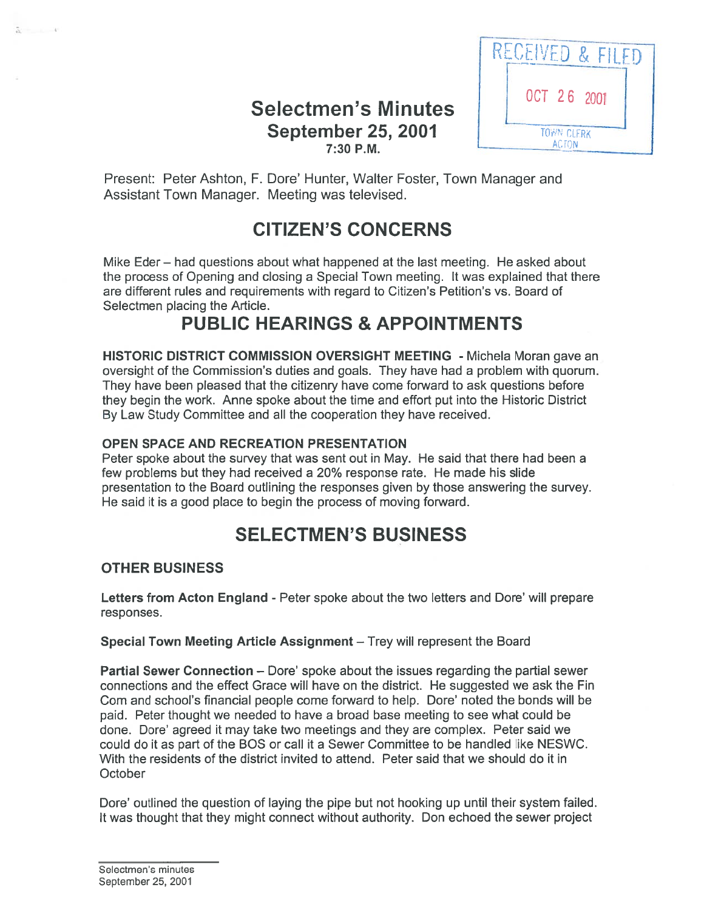RECEIVED & FILED
OCT 26 2001
TOWN CLERK
ACTON

# Selectmen's Minutes
## September 25, 2001
7:30 P.M.

Present: Peter Ashton, F. Dore' Hunter, Walter Foster, Town Manager and Assistant Town Manager. Meeting was televised.

## CITIZEN'S CONCERNS

Mike Eder – had questions about what happened at the last meeting. He asked about the process of Opening and closing a Special Town meeting. It was explained that there are different rules and requirements with regard to Citizen's Petition's vs. Board of Selectmen placing the Article.

## PUBLIC HEARINGS & APPOINTMENTS

**HISTORIC DISTRICT COMMISSION OVERSIGHT MEETING** - Michela Moran gave an oversight of the Commission's duties and goals. They have had a problem with quorum. They have been pleased that the citizenry have come forward to ask questions before they begin the work. Anne spoke about the time and effort put into the Historic District By Law Study Committee and all the cooperation they have received.

**OPEN SPACE AND RECREATION PRESENTATION**
Peter spoke about the survey that was sent out in May. He said that there had been a few problems but they had received a 20% response rate. He made his slide presentation to the Board outlining the responses given by those answering the survey. He said it is a good place to begin the process of moving forward.

## SELECTMEN'S BUSINESS

### OTHER BUSINESS

**Letters from Acton England** - Peter spoke about the two letters and Dore' will prepare responses.

**Special Town Meeting Article Assignment** – Trey will represent the Board

**Partial Sewer Connection** – Dore' spoke about the issues regarding the partial sewer connections and the effect Grace will have on the district. He suggested we ask the Fin Com and school's financial people come forward to help. Dore' noted the bonds will be paid. Peter thought we needed to have a broad base meeting to see what could be done. Dore' agreed it may take two meetings and they are complex. Peter said we could do it as part of the BOS or call it a Sewer Committee to be handled like NESWC. With the residents of the district invited to attend. Peter said that we should do it in October

Dore' outlined the question of laying the pipe but not hooking up until their system failed. It was thought that they might connect without authority. Don echoed the sewer project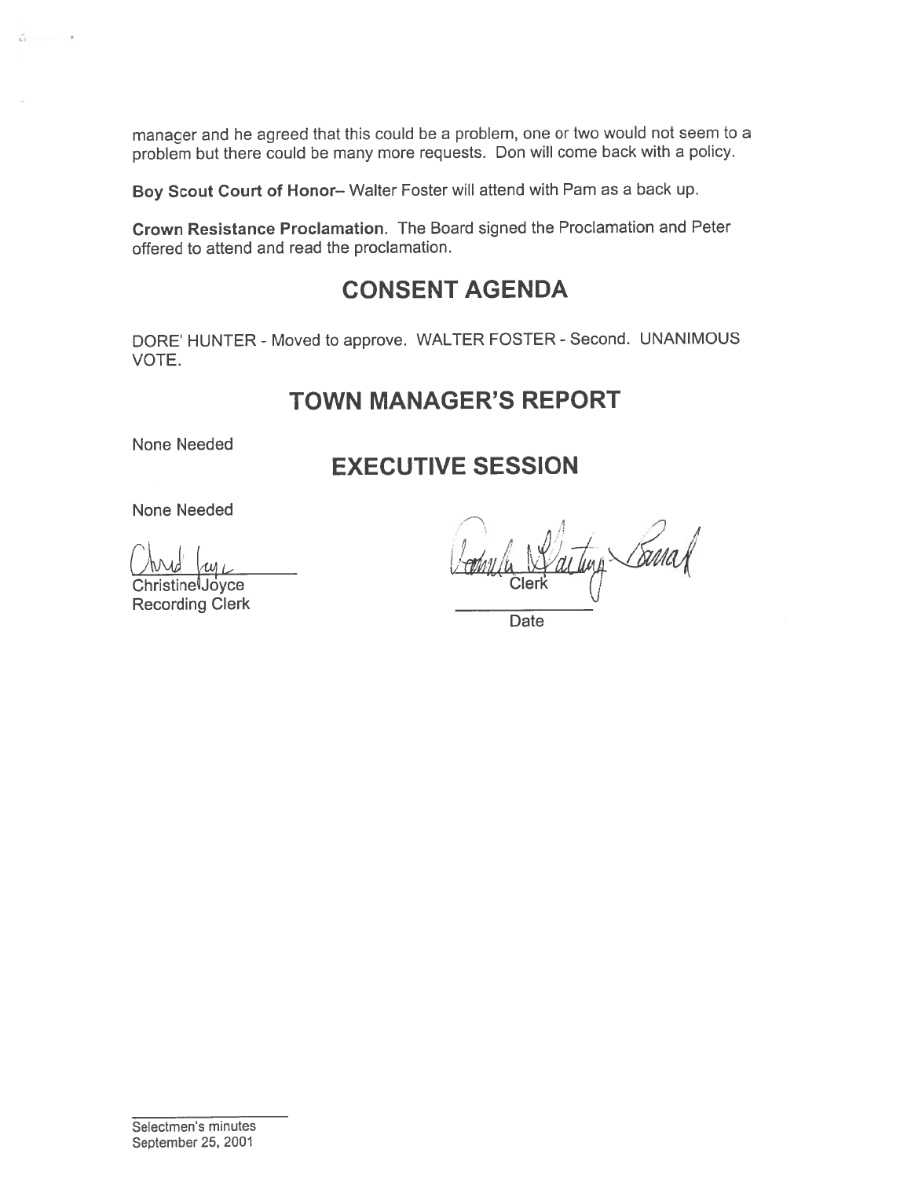manager and he agreed that this could be a problem, one or two would not seem to a problem but there could be many more requests. Don will come back with a policy.

**Boy Scout Court of Honor**– Walter Foster will attend with Pam as a back up.

**Crown Resistance Proclamation**. The Board signed the Proclamation and Peter offered to attend and read the proclamation.

## CONSENT AGENDA

DORE' HUNTER - Moved to approve. WALTER FOSTER - Second. UNANIMOUS VOTE.

## TOWN MANAGER'S REPORT

None Needed

## EXECUTIVE SESSION

None Needed

Christine Joyce
Recording Clerk

Clerk

Date

Selectmen's minutes
September 25, 2001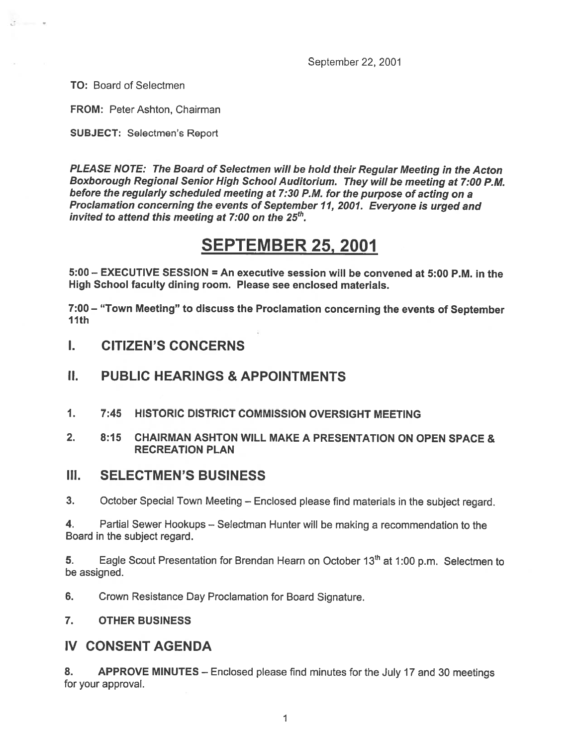September 22, 2001

**TO:** Board of Selectmen

**FROM:** Peter Ashton, Chairman

**SUBJECT:** Selectmen's Report

***PLEASE NOTE: The Board of Selectmen will be hold their Regular Meeting in the Acton Boxborough Regional Senior High School Auditorium. They will be meeting at 7:00 P.M. before the regularly scheduled meeting at 7:30 P.M. for the purpose of acting on a Proclamation concerning the events of September 11, 2001. Everyone is urged and invited to attend this meeting at 7:00 on the 25th.***

# SEPTEMBER 25, 2001

**5:00 – EXECUTIVE SESSION = An executive session will be convened at 5:00 P.M. in the High School faculty dining room. Please see enclosed materials.**

**7:00 – "Town Meeting" to discuss the Proclamation concerning the events of September 11th**

## I. CITIZEN'S CONCERNS

## II. PUBLIC HEARINGS & APPOINTMENTS

**1. 7:45 HISTORIC DISTRICT COMMISSION OVERSIGHT MEETING**

**2. 8:15 CHAIRMAN ASHTON WILL MAKE A PRESENTATION ON OPEN SPACE & RECREATION PLAN**

## III. SELECTMEN'S BUSINESS

**3.** October Special Town Meeting – Enclosed please find materials in the subject regard.

**4.** Partial Sewer Hookups – Selectman Hunter will be making a recommendation to the Board in the subject regard.

**5.** Eagle Scout Presentation for Brendan Hearn on October 13th at 1:00 p.m. Selectmen to be assigned.

**6.** Crown Resistance Day Proclamation for Board Signature.

**7. OTHER BUSINESS**

## IV CONSENT AGENDA

**8. APPROVE MINUTES** – Enclosed please find minutes for the July 17 and 30 meetings for your approval.